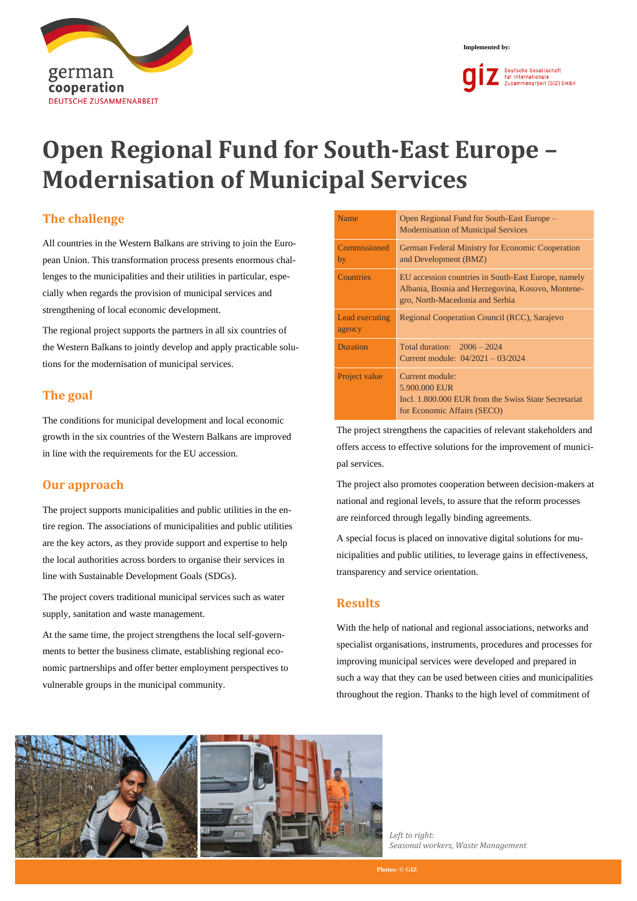Implemented by:

# Open Regional Fund for South-East Europe – Modernisation of Municipal Services

## The challenge

All countries in the Western Balkans are striving to join the European Union. This transformation process presents enormous challenges to the municipalities and their utilities in particular, especially when regards the provision of municipal services and strengthening of local economic development.

The regional project supports the partners in all six countries of the Western Balkans to jointly develop and apply practicable solutions for the modernisation of municipal services.

## The goal

The conditions for municipal development and local economic growth in the six countries of the Western Balkans are improved in line with the requirements for the EU accession.

## Our approach

The project supports municipalities and public utilities in the entire region. The associations of municipalities and public utilities are the key actors, as they provide support and expertise to help the local authorities across borders to organise their services in line with Sustainable Development Goals (SDGs).

The project covers traditional municipal services such as water supply, sanitation and waste management.

At the same time, the project strengthens the local self-governments to better the business climate, establishing regional economic partnerships and offer better employment perspectives to vulnerable groups in the municipal community.

| Name | Open Regional Fund for South-East Europe – Modernisation of Municipal Services |
|---|---|
| Commissioned by | German Federal Ministry for Economic Cooperation and Development (BMZ) |
| Countries | EU accession countries in South-East Europe, namely Albania, Bosnia and Herzegovina, Kosovo, Montenegro, North-Macedonia and Serbia |
| Lead executing agency | Regional Cooperation Council (RCC), Sarajevo |
| Duration | Total duration: 2006 – 2024<br>Current module: 04/2021 – 03/2024 |
| Project value | Current module:<br>5.900.000 EUR<br>Incl. 1.800.000 EUR from the Swiss State Secretariat for Economic Affairs (SECO) |

The project strengthens the capacities of relevant stakeholders and offers access to effective solutions for the improvement of municipal services.

The project also promotes cooperation between decision-makers at national and regional levels, to assure that the reform processes are reinforced through legally binding agreements.

A special focus is placed on innovative digital solutions for municipalities and public utilities, to leverage gains in effectiveness, transparency and service orientation.

## Results

With the help of national and regional associations, networks and specialist organisations, instruments, procedures and processes for improving municipal services were developed and prepared in such a way that they can be used between cities and municipalities throughout the region. Thanks to the high level of commitment of

*Left to right:*
*Seasonal workers, Waste Management*

Photos: © GIZ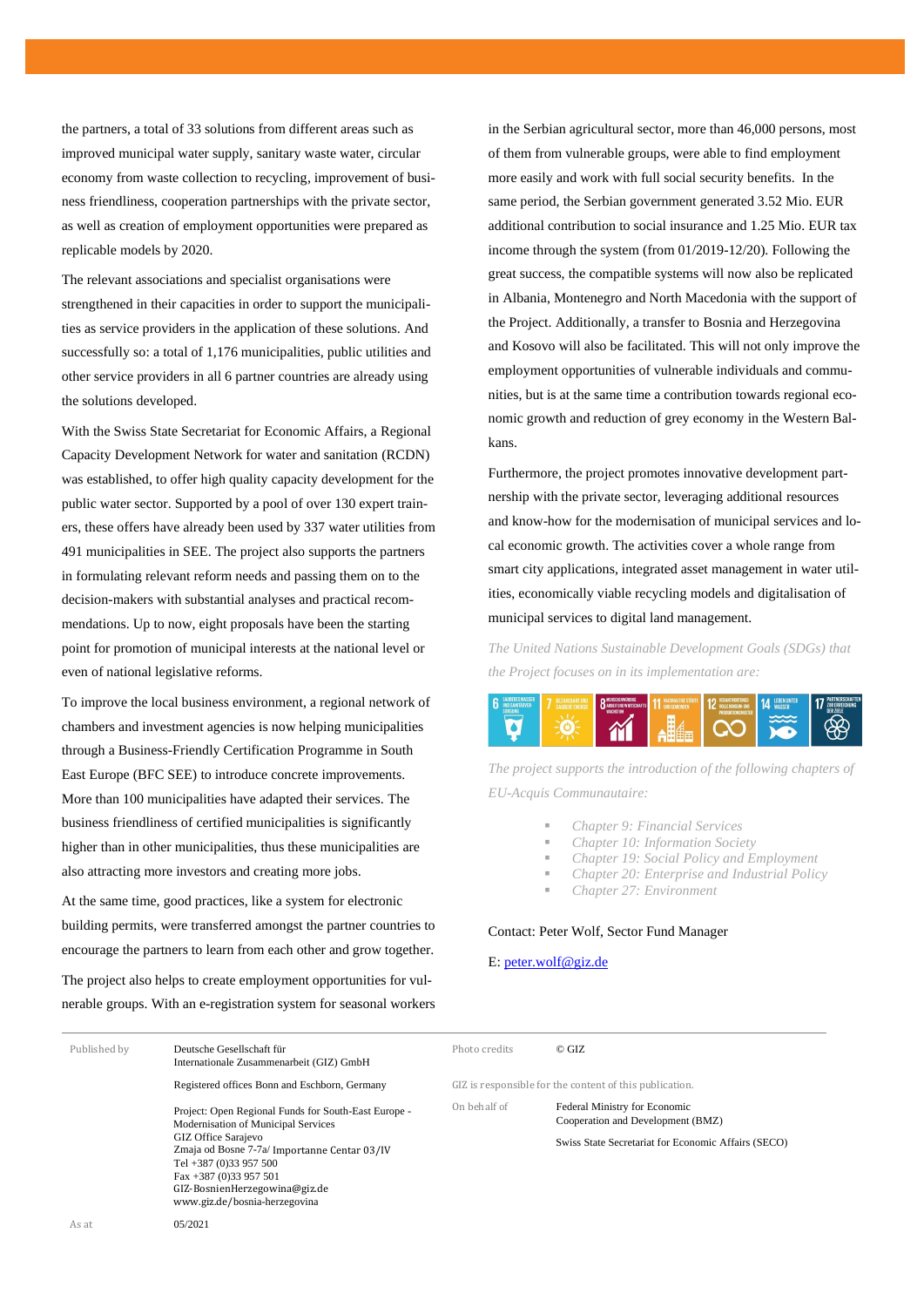the partners, a total of 33 solutions from different areas such as improved municipal water supply, sanitary waste water, circular economy from waste collection to recycling, improvement of business friendliness, cooperation partnerships with the private sector, as well as creation of employment opportunities were prepared as replicable models by 2020.

The relevant associations and specialist organisations were strengthened in their capacities in order to support the municipalities as service providers in the application of these solutions. And successfully so: a total of 1,176 municipalities, public utilities and other service providers in all 6 partner countries are already using the solutions developed.

With the Swiss State Secretariat for Economic Affairs, a Regional Capacity Development Network for water and sanitation (RCDN) was established, to offer high quality capacity development for the public water sector. Supported by a pool of over 130 expert trainers, these offers have already been used by 337 water utilities from 491 municipalities in SEE. The project also supports the partners in formulating relevant reform needs and passing them on to the decision-makers with substantial analyses and practical recommendations. Up to now, eight proposals have been the starting point for promotion of municipal interests at the national level or even of national legislative reforms.

To improve the local business environment, a regional network of chambers and investment agencies is now helping municipalities through a Business-Friendly Certification Programme in South East Europe (BFC SEE) to introduce concrete improvements. More than 100 municipalities have adapted their services. The business friendliness of certified municipalities is significantly higher than in other municipalities, thus these municipalities are also attracting more investors and creating more jobs.

At the same time, good practices, like a system for electronic building permits, were transferred amongst the partner countries to encourage the partners to learn from each other and grow together.

The project also helps to create employment opportunities for vulnerable groups. With an e-registration system for seasonal workers in the Serbian agricultural sector, more than 46,000 persons, most of them from vulnerable groups, were able to find employment more easily and work with full social security benefits. In the same period, the Serbian government generated 3.52 Mio. EUR additional contribution to social insurance and 1.25 Mio. EUR tax income through the system (from 01/2019-12/20). Following the great success, the compatible systems will now also be replicated in Albania, Montenegro and North Macedonia with the support of the Project. Additionally, a transfer to Bosnia and Herzegovina and Kosovo will also be facilitated. This will not only improve the employment opportunities of vulnerable individuals and communities, but is at the same time a contribution towards regional economic growth and reduction of grey economy in the Western Balkans.

Furthermore, the project promotes innovative development partnership with the private sector, leveraging additional resources and know-how for the modernisation of municipal services and local economic growth. The activities cover a whole range from smart city applications, integrated asset management in water utilities, economically viable recycling models and digitalisation of municipal services to digital land management.

*The United Nations Sustainable Development Goals (SDGs) that the Project focuses on in its implementation are:*

6 SAUBERES WASSER UND SANITÄRVERSORGUNG
7 BEZAHLBARE UND SAUBERE ENERGIE
8 MENSCHENWÜRDIGE ARBEIT UND WIRTSCHAFTSWACHSTUM
11 NACHHALTIGE STÄDTE UND GEMEINDEN
12 VERANTWORTUNGSVOLLE KONSUM- UND PRODUKTIONSMUSTER
14 LEBEN UNTER WASSER
17 PARTNERSCHAFTEN ZUR ERREICHUNG DER ZIELE

*The project supports the introduction of the following chapters of EU-Acquis Communautaire:*

- *Chapter 9: Financial Services*
- *Chapter 10: Information Society*
- *Chapter 19: Social Policy and Employment*
- *Chapter 20: Enterprise and Industrial Policy*
- *Chapter 27: Environment*

Contact: Peter Wolf, Sector Fund Manager

E: peter.wolf@giz.de

| | | | |
|---|---|---|---|
| Published by | Deutsche Gesellschaft für Internationale Zusammenarbeit (GIZ) GmbH | Photo credits | © GIZ |
| | Registered offices Bonn and Eschborn, Germany | GIZ is responsible for the content of this publication. | |
| | Project: Open Regional Funds for South-East Europe - Modernisation of Municipal Services<br>GIZ Office Sarajevo<br>Zmaja od Bosne 7-7a/ Importanne Centar 03/IV<br>Tel +387 (0)33 957 500<br>Fax +387 (0)33 957 501<br>GIZ-BosnienHerzegowina@giz.de<br>www.giz.de/bosnia-herzegovina | On behalf of | Federal Ministry for Economic Cooperation and Development (BMZ)<br>Swiss State Secretariat for Economic Affairs (SECO) |
| As at | 05/2021 | | |